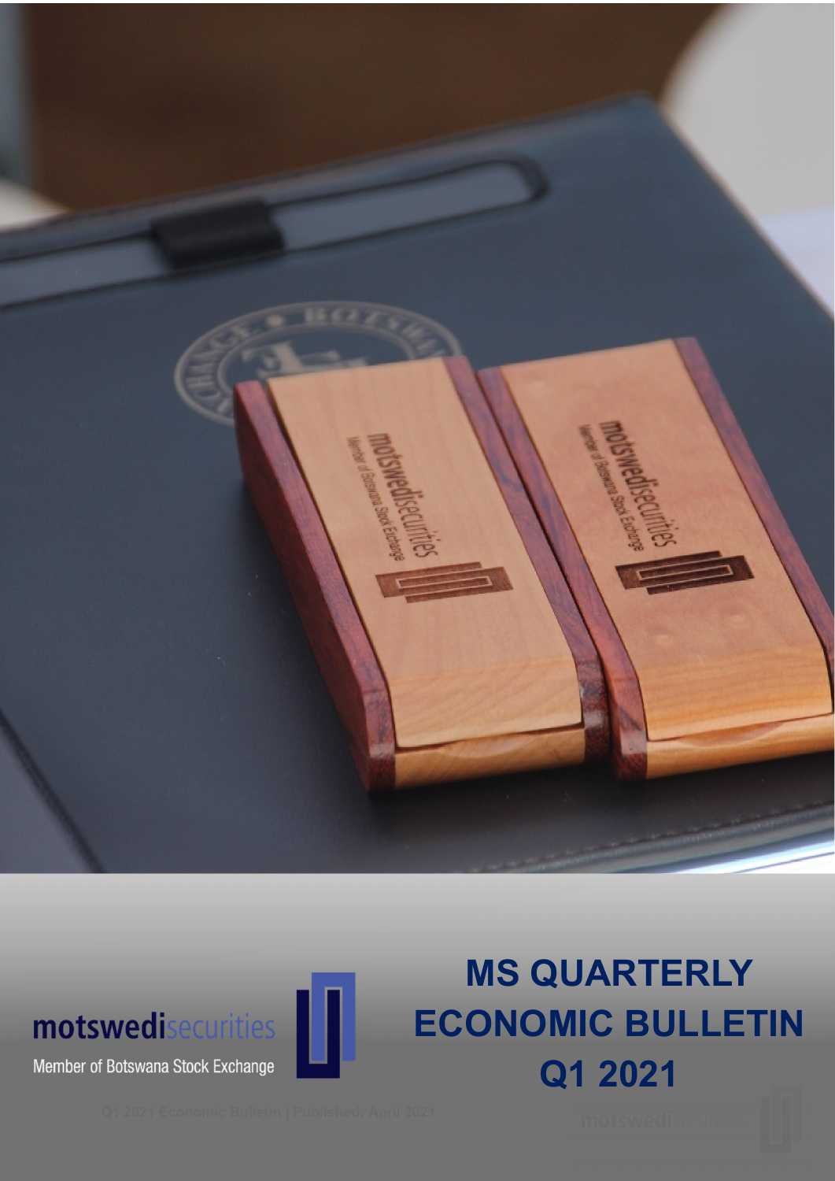motswedisecurities

Member of Botswana Stock Exchange

# MS QUARTERLY ECONOMIC BULLETIN Q1 2021

Q1 2021 Economic Bulletin | Published: April 2021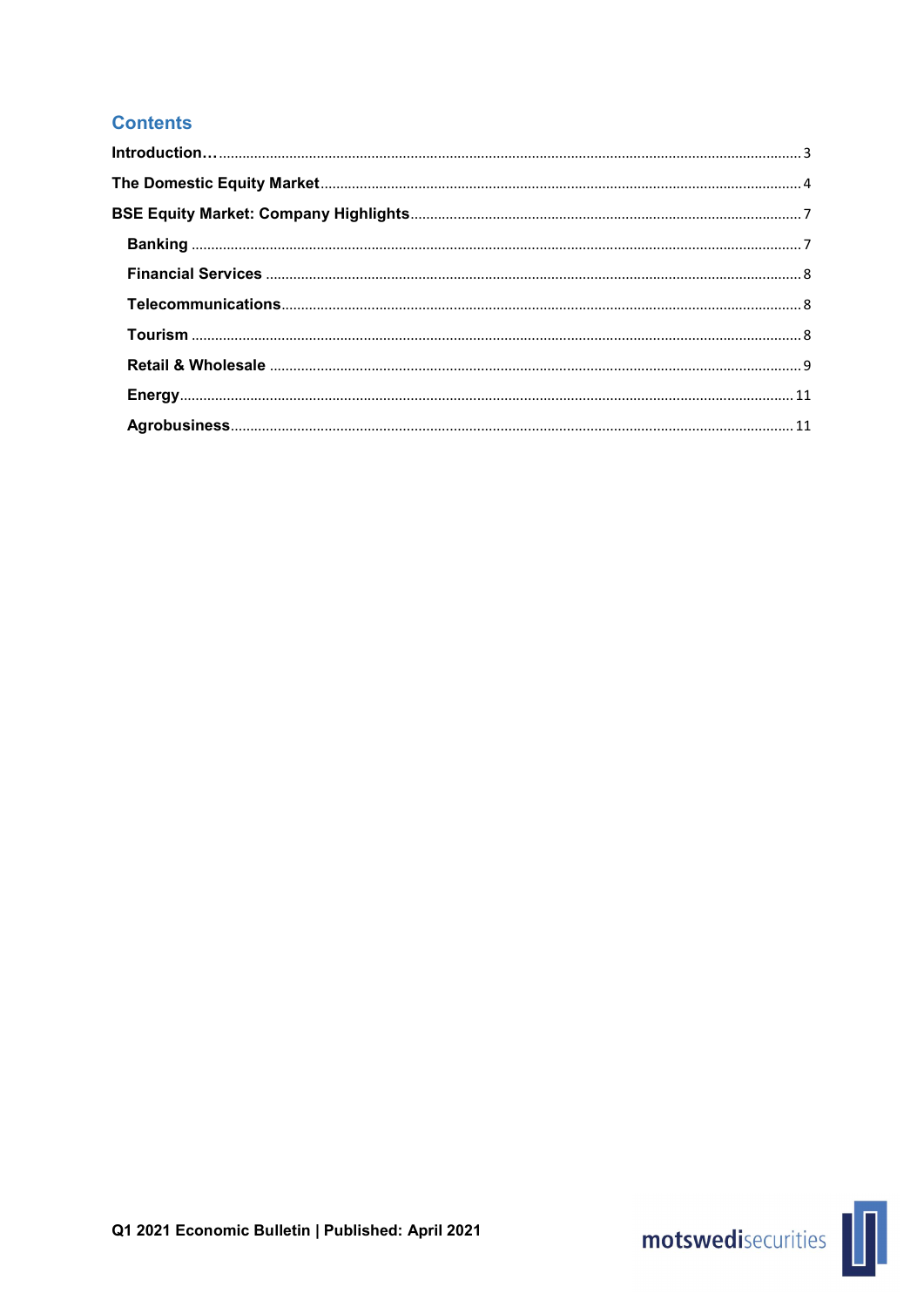## Contents

- **Introduction…** 3
- **The Domestic Equity Market** 4
- **BSE Equity Market: Company Highlights** 7
  - **Banking** 7
  - **Financial Services** 8
  - **Telecommunications** 8
  - **Tourism** 8
  - **Retail & Wholesale** 9
  - **Energy** 11
  - **Agrobusiness** 11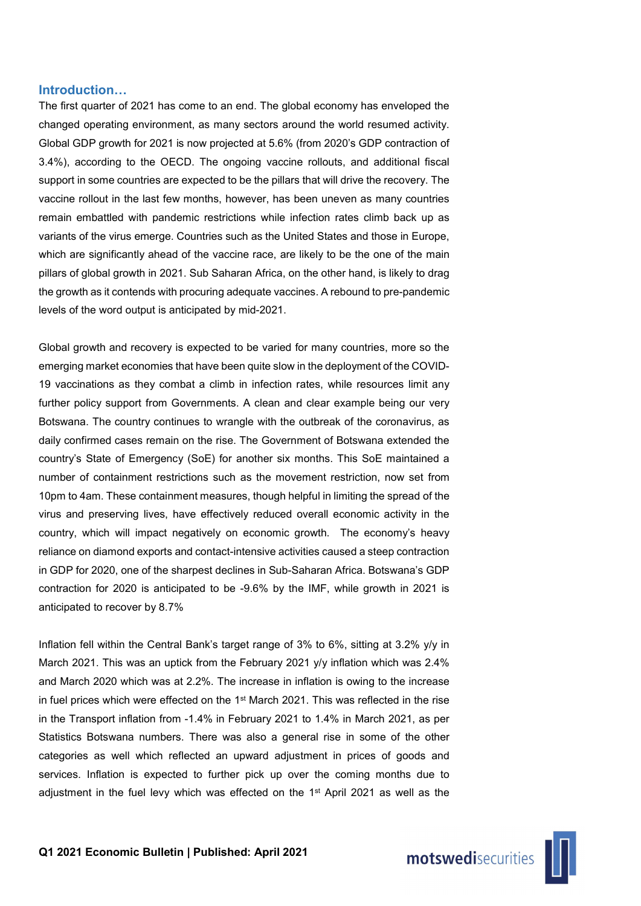## Introduction…

The first quarter of 2021 has come to an end. The global economy has enveloped the changed operating environment, as many sectors around the world resumed activity. Global GDP growth for 2021 is now projected at 5.6% (from 2020's GDP contraction of 3.4%), according to the OECD. The ongoing vaccine rollouts, and additional fiscal support in some countries are expected to be the pillars that will drive the recovery. The vaccine rollout in the last few months, however, has been uneven as many countries remain embattled with pandemic restrictions while infection rates climb back up as variants of the virus emerge. Countries such as the United States and those in Europe, which are significantly ahead of the vaccine race, are likely to be the one of the main pillars of global growth in 2021. Sub Saharan Africa, on the other hand, is likely to drag the growth as it contends with procuring adequate vaccines. A rebound to pre-pandemic levels of the word output is anticipated by mid-2021.

Global growth and recovery is expected to be varied for many countries, more so the emerging market economies that have been quite slow in the deployment of the COVID-19 vaccinations as they combat a climb in infection rates, while resources limit any further policy support from Governments. A clean and clear example being our very Botswana. The country continues to wrangle with the outbreak of the coronavirus, as daily confirmed cases remain on the rise. The Government of Botswana extended the country's State of Emergency (SoE) for another six months. This SoE maintained a number of containment restrictions such as the movement restriction, now set from 10pm to 4am. These containment measures, though helpful in limiting the spread of the virus and preserving lives, have effectively reduced overall economic activity in the country, which will impact negatively on economic growth. The economy's heavy reliance on diamond exports and contact-intensive activities caused a steep contraction in GDP for 2020, one of the sharpest declines in Sub-Saharan Africa. Botswana's GDP contraction for 2020 is anticipated to be -9.6% by the IMF, while growth in 2021 is anticipated to recover by 8.7%

Inflation fell within the Central Bank's target range of 3% to 6%, sitting at 3.2% y/y in March 2021. This was an uptick from the February 2021 y/y inflation which was 2.4% and March 2020 which was at 2.2%. The increase in inflation is owing to the increase in fuel prices which were effected on the 1st March 2021. This was reflected in the rise in the Transport inflation from -1.4% in February 2021 to 1.4% in March 2021, as per Statistics Botswana numbers. There was also a general rise in some of the other categories as well which reflected an upward adjustment in prices of goods and services. Inflation is expected to further pick up over the coming months due to adjustment in the fuel levy which was effected on the 1st April 2021 as well as the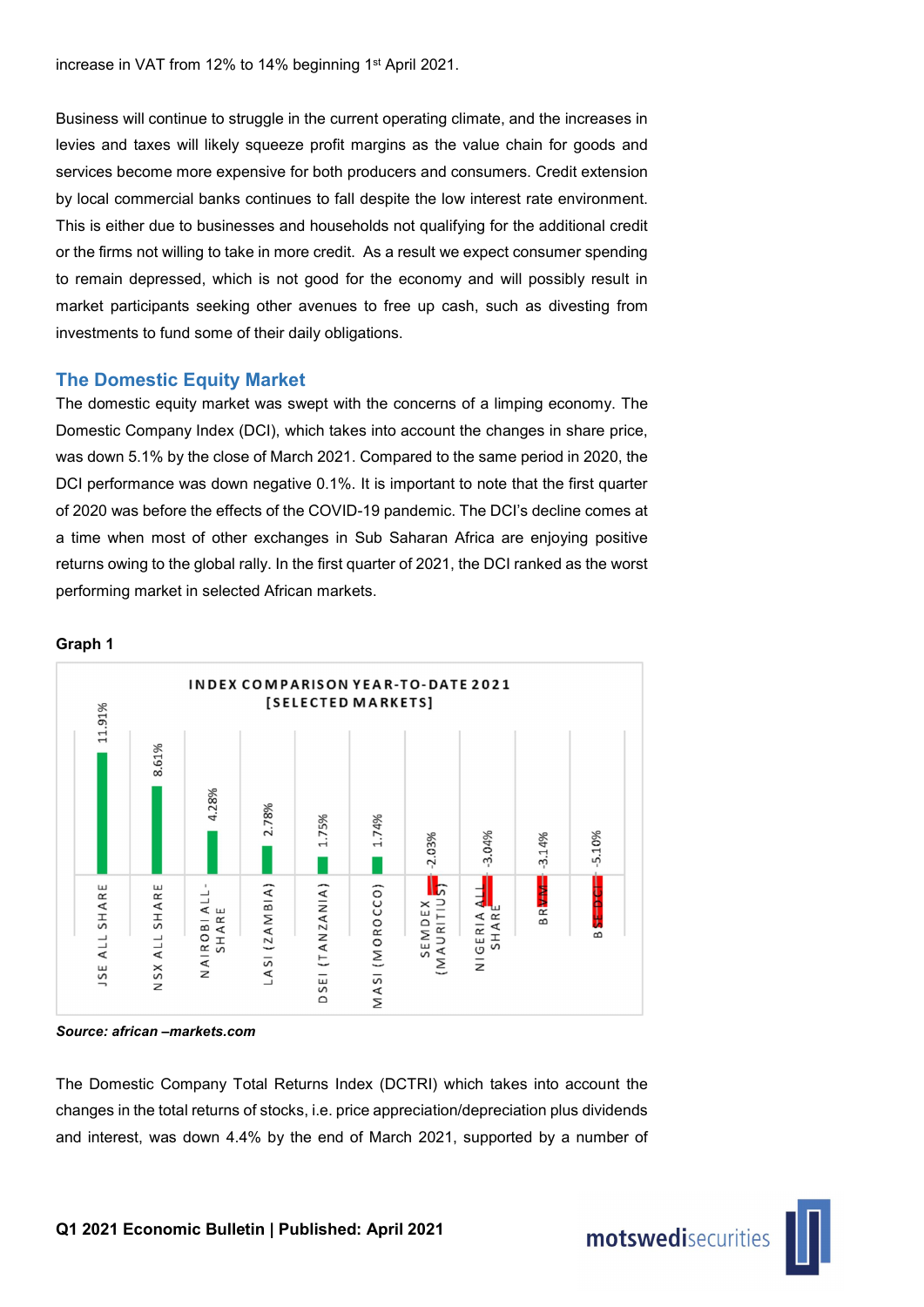increase in VAT from 12% to 14% beginning 1st April 2021.

Business will continue to struggle in the current operating climate, and the increases in levies and taxes will likely squeeze profit margins as the value chain for goods and services become more expensive for both producers and consumers. Credit extension by local commercial banks continues to fall despite the low interest rate environment. This is either due to businesses and households not qualifying for the additional credit or the firms not willing to take in more credit. As a result we expect consumer spending to remain depressed, which is not good for the economy and will possibly result in market participants seeking other avenues to free up cash, such as divesting from investments to fund some of their daily obligations.

## The Domestic Equity Market

The domestic equity market was swept with the concerns of a limping economy. The Domestic Company Index (DCI), which takes into account the changes in share price, was down 5.1% by the close of March 2021. Compared to the same period in 2020, the DCI performance was down negative 0.1%. It is important to note that the first quarter of 2020 was before the effects of the COVID-19 pandemic. The DCI's decline comes at a time when most of other exchanges in Sub Saharan Africa are enjoying positive returns owing to the global rally. In the first quarter of 2021, the DCI ranked as the worst performing market in selected African markets.

**Graph 1**

INDEX COMPARISON YEAR-TO-DATE 2021 [SELECTED MARKETS]

| Index | YTD 2021 |
|---|---|
| JSE ALL SHARE | 11.91% |
| NSX ALL SHARE | 8.61% |
| NAIROBI ALL-SHARE | 4.28% |
| LASI (ZAMBIA) | 2.78% |
| DSEI (TANZANIA) | 1.75% |
| MASI (MOROCCO) | 1.74% |
| SEMDEX (MAURITIUS) | -2.03% |
| NIGERIA ALL SHARE | -3.04% |
| BRVM | -3.14% |
| BSE-DCI | -5.10% |

***Source: african –markets.com***

The Domestic Company Total Returns Index (DCTRI) which takes into account the changes in the total returns of stocks, i.e. price appreciation/depreciation plus dividends and interest, was down 4.4% by the end of March 2021, supported by a number of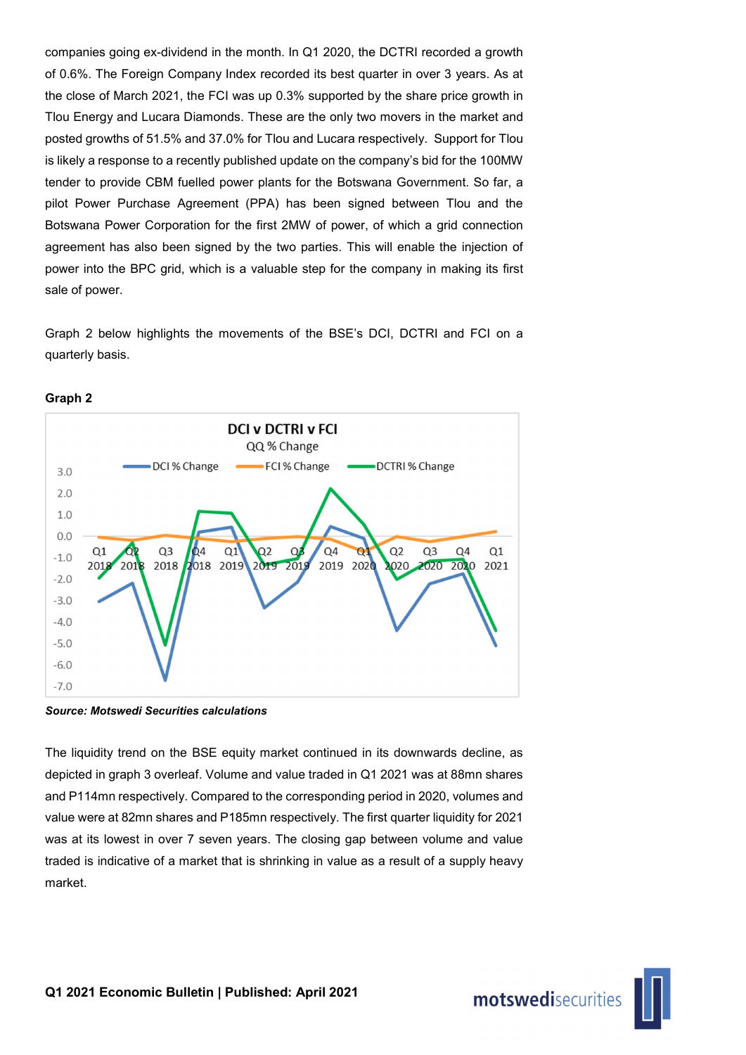companies going ex-dividend in the month. In Q1 2020, the DCTRI recorded a growth of 0.6%. The Foreign Company Index recorded its best quarter in over 3 years. As at the close of March 2021, the FCI was up 0.3% supported by the share price growth in Tlou Energy and Lucara Diamonds. These are the only two movers in the market and posted growths of 51.5% and 37.0% for Tlou and Lucara respectively. Support for Tlou is likely a response to a recently published update on the company's bid for the 100MW tender to provide CBM fuelled power plants for the Botswana Government. So far, a pilot Power Purchase Agreement (PPA) has been signed between Tlou and the Botswana Power Corporation for the first 2MW of power, of which a grid connection agreement has also been signed by the two parties. This will enable the injection of power into the BPC grid, which is a valuable step for the company in making its first sale of power.

Graph 2 below highlights the movements of the BSE's DCI, DCTRI and FCI on a quarterly basis.

**Graph 2**

***Source: Motswedi Securities calculations***

The liquidity trend on the BSE equity market continued in its downwards decline, as depicted in graph 3 overleaf. Volume and value traded in Q1 2021 was at 88mn shares and P114mn respectively. Compared to the corresponding period in 2020, volumes and value were at 82mn shares and P185mn respectively. The first quarter liquidity for 2021 was at its lowest in over 7 seven years. The closing gap between volume and value traded is indicative of a market that is shrinking in value as a result of a supply heavy market.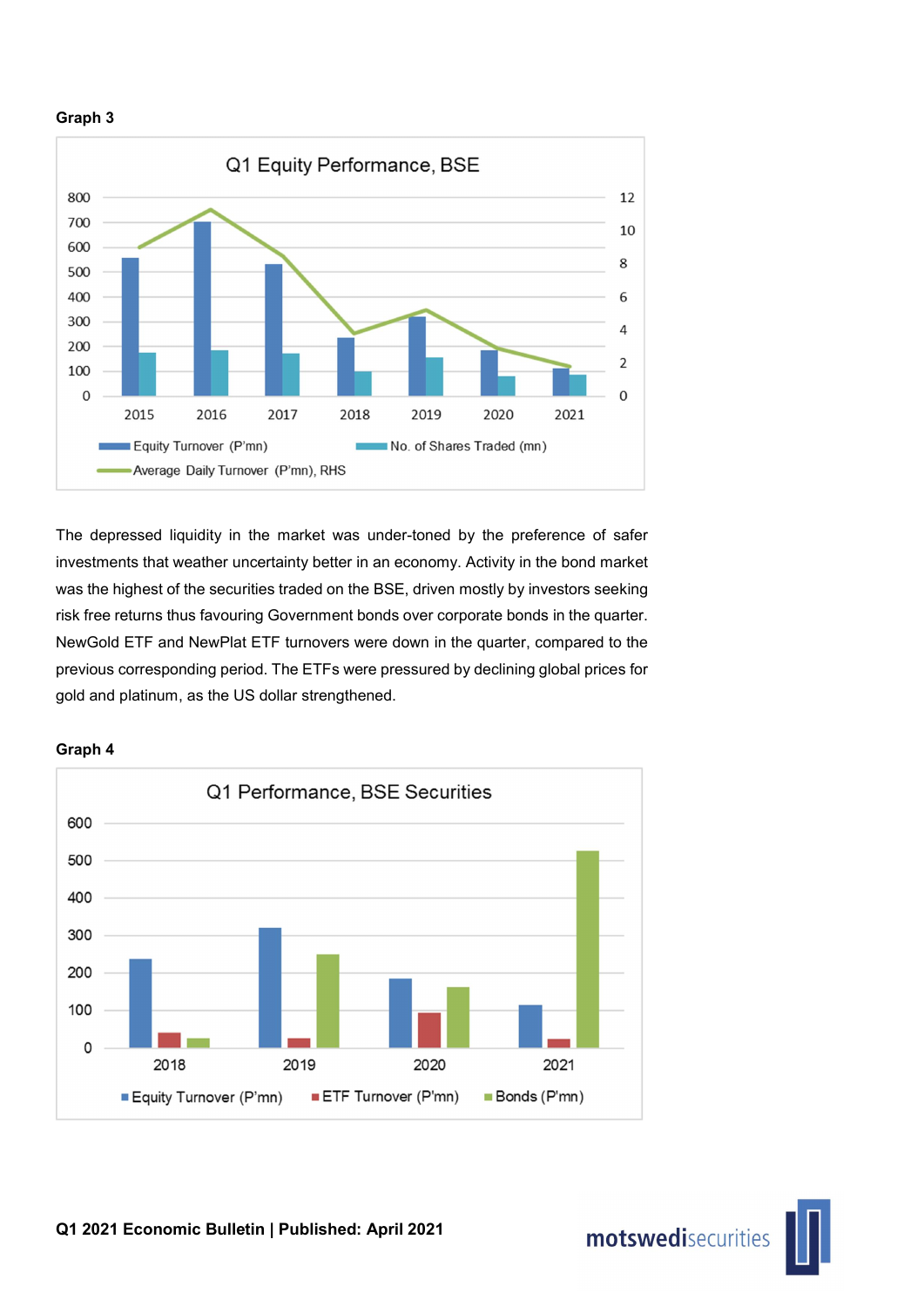**Graph 3**

Q1 Equity Performance, BSE

Equity Turnover (P'mn) | No. of Shares Traded (mn) | Average Daily Turnover (P'mn), RHS

The depressed liquidity in the market was under-toned by the preference of safer investments that weather uncertainty better in an economy. Activity in the bond market was the highest of the securities traded on the BSE, driven mostly by investors seeking risk free returns thus favouring Government bonds over corporate bonds in the quarter. NewGold ETF and NewPlat ETF turnovers were down in the quarter, compared to the previous corresponding period. The ETFs were pressured by declining global prices for gold and platinum, as the US dollar strengthened.

**Graph 4**

Q1 Performance, BSE Securities

Equity Turnover (P'mn) | ETF Turnover (P'mn) | Bonds (P'mn)

**Q1 2021 Economic Bulletin | Published: April 2021**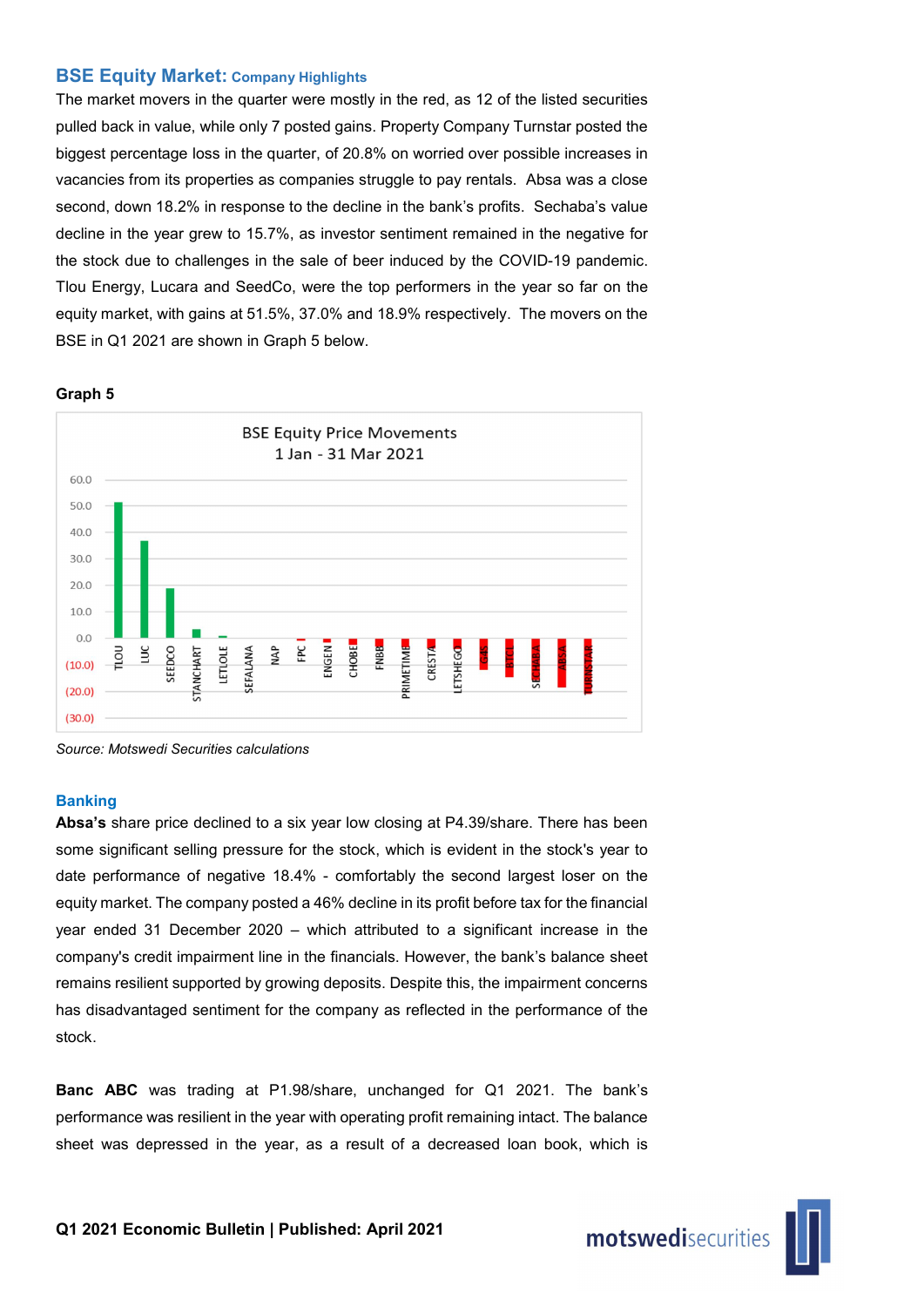## BSE Equity Market: Company Highlights

The market movers in the quarter were mostly in the red, as 12 of the listed securities pulled back in value, while only 7 posted gains. Property Company Turnstar posted the biggest percentage loss in the quarter, of 20.8% on worried over possible increases in vacancies from its properties as companies struggle to pay rentals. Absa was a close second, down 18.2% in response to the decline in the bank's profits. Sechaba's value decline in the year grew to 15.7%, as investor sentiment remained in the negative for the stock due to challenges in the sale of beer induced by the COVID-19 pandemic. Tlou Energy, Lucara and SeedCo, were the top performers in the year so far on the equity market, with gains at 51.5%, 37.0% and 18.9% respectively. The movers on the BSE in Q1 2021 are shown in Graph 5 below.

**Graph 5**

BSE Equity Price Movements
1 Jan - 31 Mar 2021

*Source: Motswedi Securities calculations*

### Banking

**Absa's** share price declined to a six year low closing at P4.39/share. There has been some significant selling pressure for the stock, which is evident in the stock's year to date performance of negative 18.4% - comfortably the second largest loser on the equity market. The company posted a 46% decline in its profit before tax for the financial year ended 31 December 2020 – which attributed to a significant increase in the company's credit impairment line in the financials. However, the bank's balance sheet remains resilient supported by growing deposits. Despite this, the impairment concerns has disadvantaged sentiment for the company as reflected in the performance of the stock.

**Banc ABC** was trading at P1.98/share, unchanged for Q1 2021. The bank's performance was resilient in the year with operating profit remaining intact. The balance sheet was depressed in the year, as a result of a decreased loan book, which is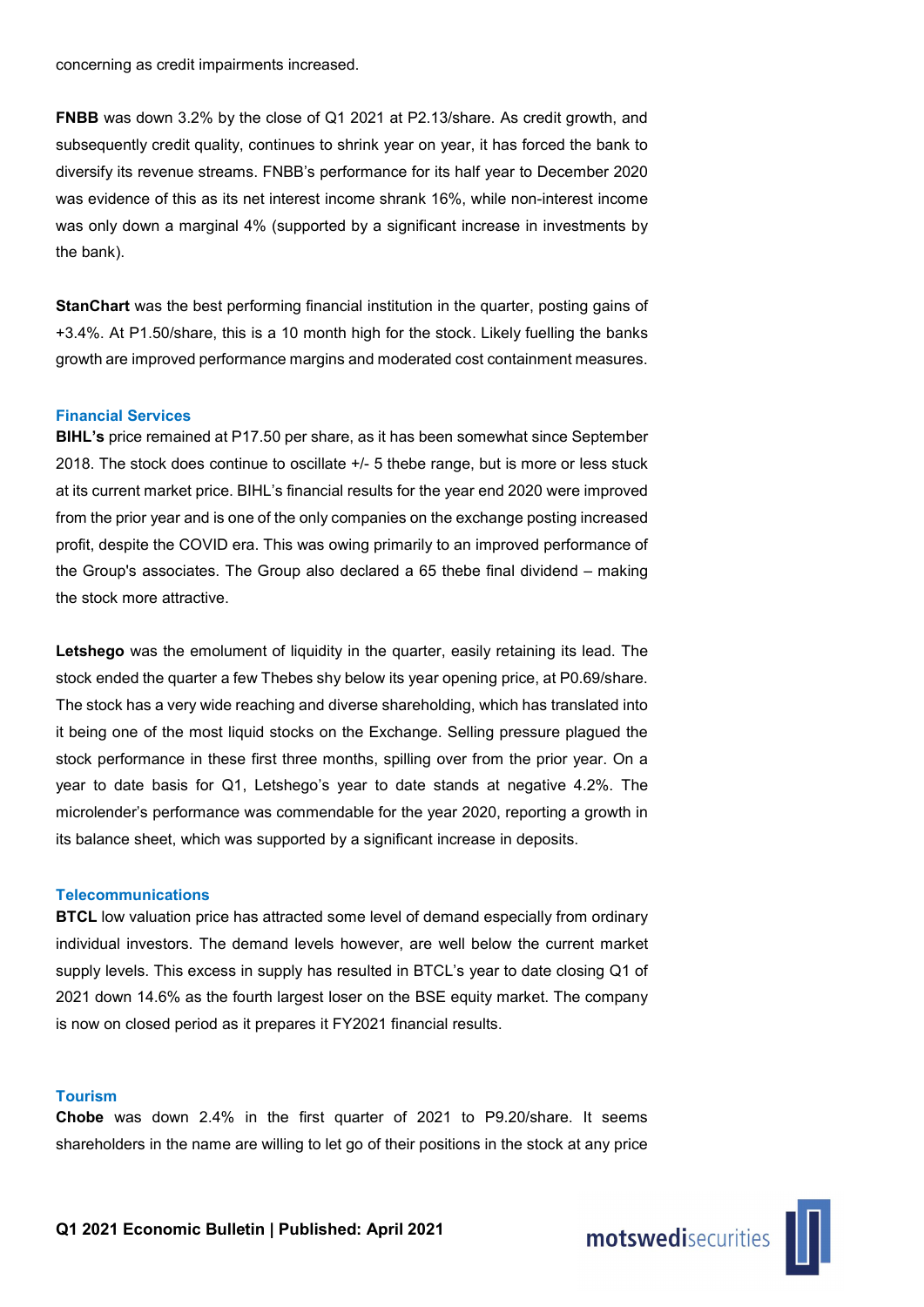concerning as credit impairments increased.

**FNBB** was down 3.2% by the close of Q1 2021 at P2.13/share. As credit growth, and subsequently credit quality, continues to shrink year on year, it has forced the bank to diversify its revenue streams. FNBB's performance for its half year to December 2020 was evidence of this as its net interest income shrank 16%, while non-interest income was only down a marginal 4% (supported by a significant increase in investments by the bank).

**StanChart** was the best performing financial institution in the quarter, posting gains of +3.4%. At P1.50/share, this is a 10 month high for the stock. Likely fuelling the banks growth are improved performance margins and moderated cost containment measures.

### Financial Services

**BIHL's** price remained at P17.50 per share, as it has been somewhat since September 2018. The stock does continue to oscillate +/- 5 thebe range, but is more or less stuck at its current market price. BIHL's financial results for the year end 2020 were improved from the prior year and is one of the only companies on the exchange posting increased profit, despite the COVID era. This was owing primarily to an improved performance of the Group's associates. The Group also declared a 65 thebe final dividend – making the stock more attractive.

**Letshego** was the emolument of liquidity in the quarter, easily retaining its lead. The stock ended the quarter a few Thebes shy below its year opening price, at P0.69/share. The stock has a very wide reaching and diverse shareholding, which has translated into it being one of the most liquid stocks on the Exchange. Selling pressure plagued the stock performance in these first three months, spilling over from the prior year. On a year to date basis for Q1, Letshego's year to date stands at negative 4.2%. The microlender's performance was commendable for the year 2020, reporting a growth in its balance sheet, which was supported by a significant increase in deposits.

### Telecommunications

**BTCL** low valuation price has attracted some level of demand especially from ordinary individual investors. The demand levels however, are well below the current market supply levels. This excess in supply has resulted in BTCL's year to date closing Q1 of 2021 down 14.6% as the fourth largest loser on the BSE equity market. The company is now on closed period as it prepares it FY2021 financial results.

### Tourism

**Chobe** was down 2.4% in the first quarter of 2021 to P9.20/share. It seems shareholders in the name are willing to let go of their positions in the stock at any price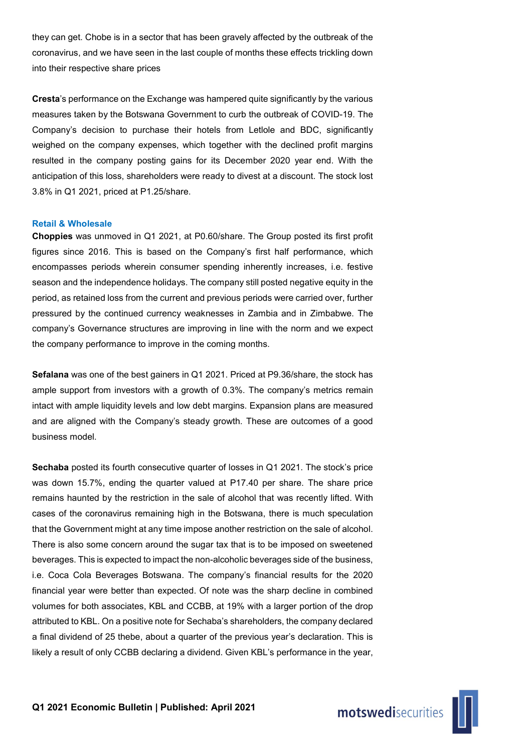they can get. Chobe is in a sector that has been gravely affected by the outbreak of the coronavirus, and we have seen in the last couple of months these effects trickling down into their respective share prices

**Cresta**'s performance on the Exchange was hampered quite significantly by the various measures taken by the Botswana Government to curb the outbreak of COVID-19. The Company's decision to purchase their hotels from Letlole and BDC, significantly weighed on the company expenses, which together with the declined profit margins resulted in the company posting gains for its December 2020 year end. With the anticipation of this loss, shareholders were ready to divest at a discount. The stock lost 3.8% in Q1 2021, priced at P1.25/share.

### Retail & Wholesale

**Choppies** was unmoved in Q1 2021, at P0.60/share. The Group posted its first profit figures since 2016. This is based on the Company's first half performance, which encompasses periods wherein consumer spending inherently increases, i.e. festive season and the independence holidays. The company still posted negative equity in the period, as retained loss from the current and previous periods were carried over, further pressured by the continued currency weaknesses in Zambia and in Zimbabwe. The company's Governance structures are improving in line with the norm and we expect the company performance to improve in the coming months.

**Sefalana** was one of the best gainers in Q1 2021. Priced at P9.36/share, the stock has ample support from investors with a growth of 0.3%. The company's metrics remain intact with ample liquidity levels and low debt margins. Expansion plans are measured and are aligned with the Company's steady growth. These are outcomes of a good business model.

**Sechaba** posted its fourth consecutive quarter of losses in Q1 2021. The stock's price was down 15.7%, ending the quarter valued at P17.40 per share. The share price remains haunted by the restriction in the sale of alcohol that was recently lifted. With cases of the coronavirus remaining high in the Botswana, there is much speculation that the Government might at any time impose another restriction on the sale of alcohol. There is also some concern around the sugar tax that is to be imposed on sweetened beverages. This is expected to impact the non-alcoholic beverages side of the business, i.e. Coca Cola Beverages Botswana. The company's financial results for the 2020 financial year were better than expected. Of note was the sharp decline in combined volumes for both associates, KBL and CCBB, at 19% with a larger portion of the drop attributed to KBL. On a positive note for Sechaba's shareholders, the company declared a final dividend of 25 thebe, about a quarter of the previous year's declaration. This is likely a result of only CCBB declaring a dividend. Given KBL's performance in the year,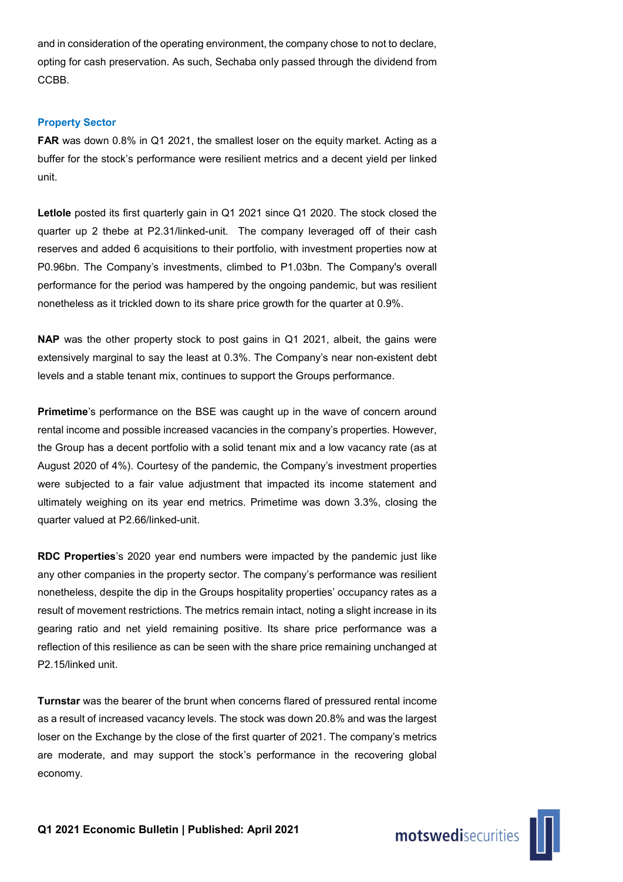and in consideration of the operating environment, the company chose to not to declare, opting for cash preservation. As such, Sechaba only passed through the dividend from CCBB.

### Property Sector

**FAR** was down 0.8% in Q1 2021, the smallest loser on the equity market. Acting as a buffer for the stock's performance were resilient metrics and a decent yield per linked unit.

**Letlole** posted its first quarterly gain in Q1 2021 since Q1 2020. The stock closed the quarter up 2 thebe at P2.31/linked-unit. The company leveraged off of their cash reserves and added 6 acquisitions to their portfolio, with investment properties now at P0.96bn. The Company's investments, climbed to P1.03bn. The Company's overall performance for the period was hampered by the ongoing pandemic, but was resilient nonetheless as it trickled down to its share price growth for the quarter at 0.9%.

**NAP** was the other property stock to post gains in Q1 2021, albeit, the gains were extensively marginal to say the least at 0.3%. The Company's near non-existent debt levels and a stable tenant mix, continues to support the Groups performance.

**Primetime**'s performance on the BSE was caught up in the wave of concern around rental income and possible increased vacancies in the company's properties. However, the Group has a decent portfolio with a solid tenant mix and a low vacancy rate (as at August 2020 of 4%). Courtesy of the pandemic, the Company's investment properties were subjected to a fair value adjustment that impacted its income statement and ultimately weighing on its year end metrics. Primetime was down 3.3%, closing the quarter valued at P2.66/linked-unit.

**RDC Properties**'s 2020 year end numbers were impacted by the pandemic just like any other companies in the property sector. The company's performance was resilient nonetheless, despite the dip in the Groups hospitality properties' occupancy rates as a result of movement restrictions. The metrics remain intact, noting a slight increase in its gearing ratio and net yield remaining positive. Its share price performance was a reflection of this resilience as can be seen with the share price remaining unchanged at P2.15/linked unit.

**Turnstar** was the bearer of the brunt when concerns flared of pressured rental income as a result of increased vacancy levels. The stock was down 20.8% and was the largest loser on the Exchange by the close of the first quarter of 2021. The company's metrics are moderate, and may support the stock's performance in the recovering global economy.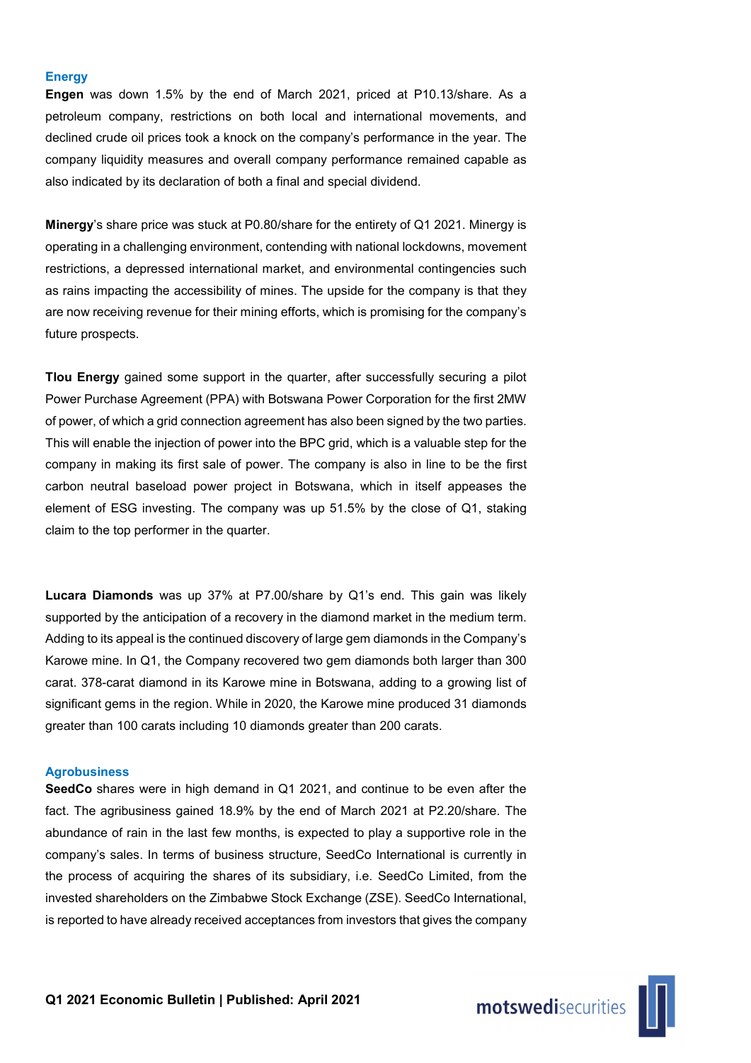### Energy

**Engen** was down 1.5% by the end of March 2021, priced at P10.13/share. As a petroleum company, restrictions on both local and international movements, and declined crude oil prices took a knock on the company's performance in the year. The company liquidity measures and overall company performance remained capable as also indicated by its declaration of both a final and special dividend.

**Minergy**'s share price was stuck at P0.80/share for the entirety of Q1 2021. Minergy is operating in a challenging environment, contending with national lockdowns, movement restrictions, a depressed international market, and environmental contingencies such as rains impacting the accessibility of mines. The upside for the company is that they are now receiving revenue for their mining efforts, which is promising for the company's future prospects.

**Tlou Energy** gained some support in the quarter, after successfully securing a pilot Power Purchase Agreement (PPA) with Botswana Power Corporation for the first 2MW of power, of which a grid connection agreement has also been signed by the two parties. This will enable the injection of power into the BPC grid, which is a valuable step for the company in making its first sale of power. The company is also in line to be the first carbon neutral baseload power project in Botswana, which in itself appeases the element of ESG investing. The company was up 51.5% by the close of Q1, staking claim to the top performer in the quarter.

**Lucara Diamonds** was up 37% at P7.00/share by Q1's end. This gain was likely supported by the anticipation of a recovery in the diamond market in the medium term. Adding to its appeal is the continued discovery of large gem diamonds in the Company's Karowe mine. In Q1, the Company recovered two gem diamonds both larger than 300 carat. 378-carat diamond in its Karowe mine in Botswana, adding to a growing list of significant gems in the region. While in 2020, the Karowe mine produced 31 diamonds greater than 100 carats including 10 diamonds greater than 200 carats.

### Agrobusiness

**SeedCo** shares were in high demand in Q1 2021, and continue to be even after the fact. The agribusiness gained 18.9% by the end of March 2021 at P2.20/share. The abundance of rain in the last few months, is expected to play a supportive role in the company's sales. In terms of business structure, SeedCo International is currently in the process of acquiring the shares of its subsidiary, i.e. SeedCo Limited, from the invested shareholders on the Zimbabwe Stock Exchange (ZSE). SeedCo International, is reported to have already received acceptances from investors that gives the company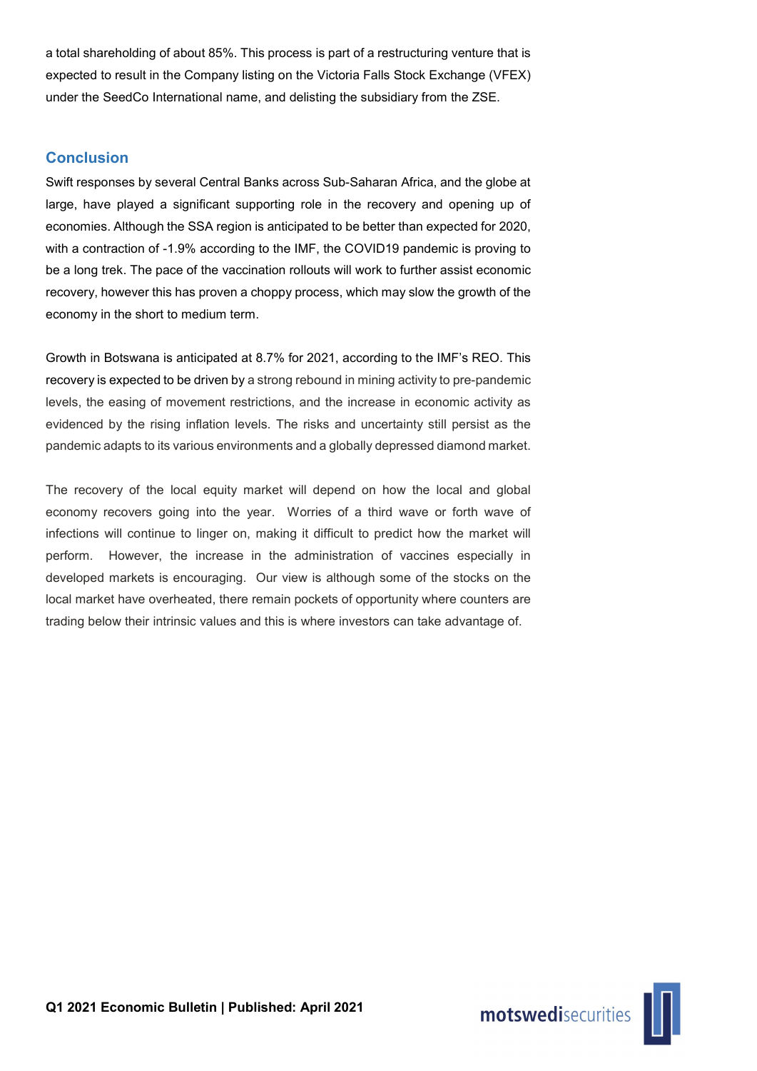a total shareholding of about 85%. This process is part of a restructuring venture that is expected to result in the Company listing on the Victoria Falls Stock Exchange (VFEX) under the SeedCo International name, and delisting the subsidiary from the ZSE.

## Conclusion

Swift responses by several Central Banks across Sub-Saharan Africa, and the globe at large, have played a significant supporting role in the recovery and opening up of economies. Although the SSA region is anticipated to be better than expected for 2020, with a contraction of -1.9% according to the IMF, the COVID19 pandemic is proving to be a long trek. The pace of the vaccination rollouts will work to further assist economic recovery, however this has proven a choppy process, which may slow the growth of the economy in the short to medium term.

Growth in Botswana is anticipated at 8.7% for 2021, according to the IMF's REO. This recovery is expected to be driven by a strong rebound in mining activity to pre-pandemic levels, the easing of movement restrictions, and the increase in economic activity as evidenced by the rising inflation levels. The risks and uncertainty still persist as the pandemic adapts to its various environments and a globally depressed diamond market.

The recovery of the local equity market will depend on how the local and global economy recovers going into the year. Worries of a third wave or forth wave of infections will continue to linger on, making it difficult to predict how the market will perform. However, the increase in the administration of vaccines especially in developed markets is encouraging. Our view is although some of the stocks on the local market have overheated, there remain pockets of opportunity where counters are trading below their intrinsic values and this is where investors can take advantage of.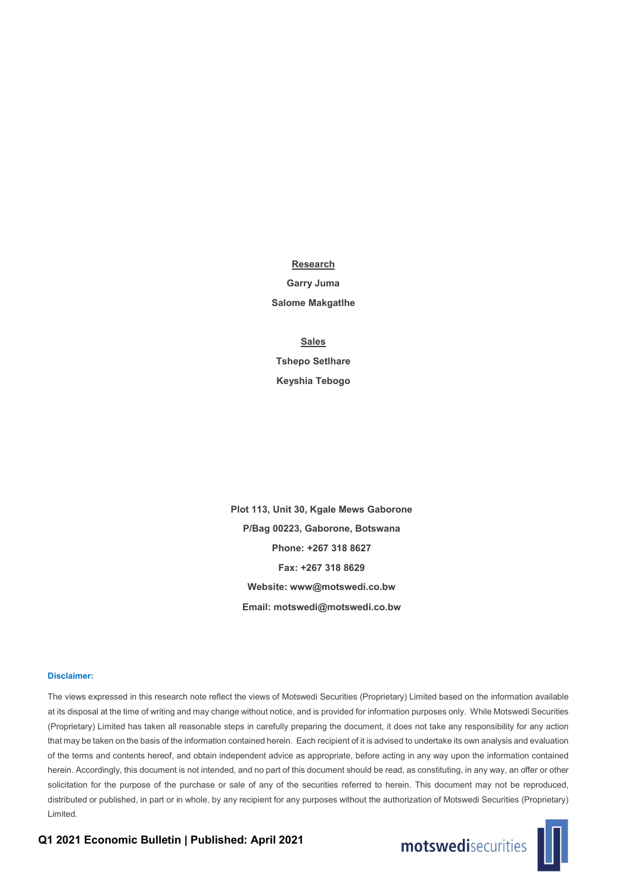**Research**

**Garry Juma**

**Salome Makgatlhe**

**Sales**

**Tshepo Setlhare**

**Keyshia Tebogo**

**Plot 113, Unit 30, Kgale Mews Gaborone**

**P/Bag 00223, Gaborone, Botswana**

**Phone: +267 318 8627**

**Fax: +267 318 8629**

**Website: www@motswedi.co.bw**

**Email: motswedi@motswedi.co.bw**

**Disclaimer:**

The views expressed in this research note reflect the views of Motswedi Securities (Proprietary) Limited based on the information available at its disposal at the time of writing and may change without notice, and is provided for information purposes only. While Motswedi Securities (Proprietary) Limited has taken all reasonable steps in carefully preparing the document, it does not take any responsibility for any action that may be taken on the basis of the information contained herein. Each recipient of it is advised to undertake its own analysis and evaluation of the terms and contents hereof, and obtain independent advice as appropriate, before acting in any way upon the information contained herein. Accordingly, this document is not intended, and no part of this document should be read, as constituting, in any way, an offer or other solicitation for the purpose of the purchase or sale of any of the securities referred to herein. This document may not be reproduced, distributed or published, in part or in whole, by any recipient for any purposes without the authorization of Motswedi Securities (Proprietary) Limited.